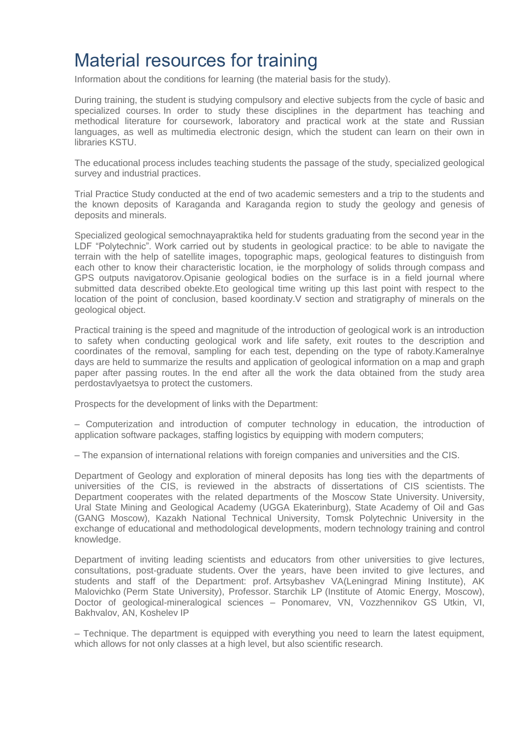# Material resources for training

Information about the conditions for learning (the material basis for the study).

During training, the student is studying compulsory and elective subjects from the cycle of basic and specialized courses. In order to study these disciplines in the department has teaching and methodical literature for coursework, laboratory and practical work at the state and Russian languages, as well as multimedia electronic design, which the student can learn on their own in libraries KSTU.

The educational process includes teaching students the passage of the study, specialized geological survey and industrial practices.

Trial Practice Study conducted at the end of two academic semesters and a trip to the students and the known deposits of Karaganda and Karaganda region to study the geology and genesis of deposits and minerals.

Specialized geological semochnayapraktika held for students graduating from the second year in the LDF "Polytechnic". Work carried out by students in geological practice: to be able to navigate the terrain with the help of satellite images, topographic maps, geological features to distinguish from each other to know their characteristic location, ie the morphology of solids through compass and GPS outputs navigatorov.Opisanie geological bodies on the surface is in a field journal where submitted data described obekte.Eto geological time writing up this last point with respect to the location of the point of conclusion, based koordinaty.V section and stratigraphy of minerals on the geological object.

Practical training is the speed and magnitude of the introduction of geological work is an introduction to safety when conducting geological work and life safety, exit routes to the description and coordinates of the removal, sampling for each test, depending on the type of raboty.Kameralnye days are held to summarize the results and application of geological information on a map and graph paper after passing routes. In the end after all the work the data obtained from the study area perdostavlyaetsya to protect the customers.

Prospects for the development of links with the Department:

– Computerization and introduction of computer technology in education, the introduction of application software packages, staffing logistics by equipping with modern computers;

– The expansion of international relations with foreign companies and universities and the CIS.

Department of Geology and exploration of mineral deposits has long ties with the departments of universities of the CIS, is reviewed in the abstracts of dissertations of CIS scientists. The Department cooperates with the related departments of the Moscow State University. University, Ural State Mining and Geological Academy (UGGA Ekaterinburg), State Academy of Oil and Gas (GANG Moscow), Kazakh National Technical University, Tomsk Polytechnic University in the exchange of educational and methodological developments, modern technology training and control knowledge.

Department of inviting leading scientists and educators from other universities to give lectures, consultations, post-graduate students. Over the years, have been invited to give lectures, and students and staff of the Department: prof. Artsybashev VA(Leningrad Mining Institute), AK Malovichko (Perm State University), Professor. Starchik LP (Institute of Atomic Energy, Moscow), Doctor of geological-mineralogical sciences – Ponomarev, VN, Vozzhennikov GS Utkin, VI, Bakhvalov, AN, Koshelev IP

– Technique. The department is equipped with everything you need to learn the latest equipment, which allows for not only classes at a high level, but also scientific research.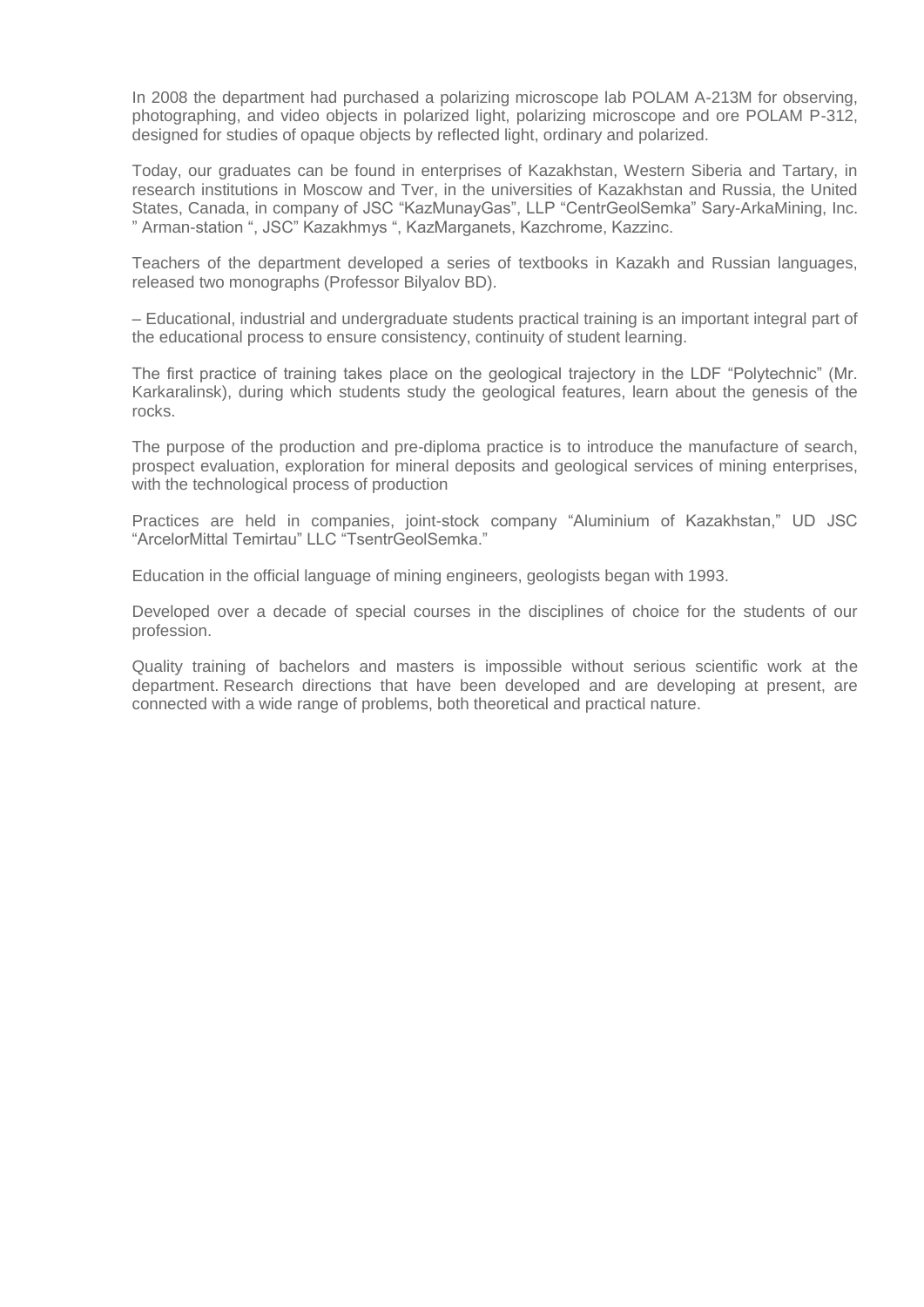In 2008 the department had purchased a polarizing microscope lab POLAM A-213M for observing, photographing, and video objects in polarized light, polarizing microscope and ore POLAM P-312, designed for studies of opaque objects by reflected light, ordinary and polarized.

Today, our graduates can be found in enterprises of Kazakhstan, Western Siberia and Tartary, in research institutions in Moscow and Tver, in the universities of Kazakhstan and Russia, the United States, Canada, in company of JSC "KazMunayGas", LLP "CentrGeolSemka" Sary-ArkaMining, Inc. " Arman-station ", JSC" Kazakhmys ", KazMarganets, Kazchrome, Kazzinc.

Teachers of the department developed a series of textbooks in Kazakh and Russian languages, released two monographs (Professor Bilyalov BD).

– Educational, industrial and undergraduate students practical training is an important integral part of the educational process to ensure consistency, continuity of student learning.

The first practice of training takes place on the geological trajectory in the LDF "Polytechnic" (Mr. Karkaralinsk), during which students study the geological features, learn about the genesis of the rocks.

The purpose of the production and pre-diploma practice is to introduce the manufacture of search, prospect evaluation, exploration for mineral deposits and geological services of mining enterprises, with the technological process of production

Practices are held in companies, joint-stock company "Aluminium of Kazakhstan," UD JSC "ArcelorMittal Temirtau" LLC "TsentrGeolSemka."

Education in the official language of mining engineers, geologists began with 1993.

Developed over a decade of special courses in the disciplines of choice for the students of our profession.

Quality training of bachelors and masters is impossible without serious scientific work at the department. Research directions that have been developed and are developing at present, are connected with a wide range of problems, both theoretical and practical nature.